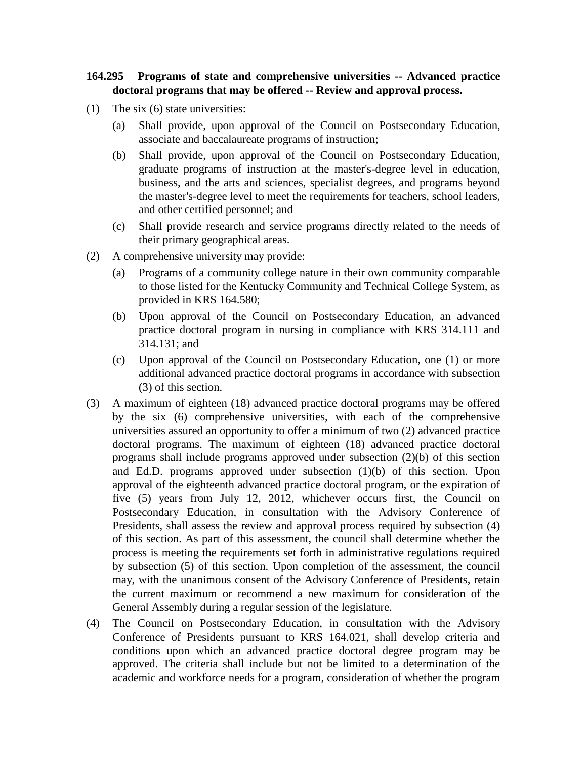**164.295 Programs of state and comprehensive universities -- Advanced practice doctoral programs that may be offered -- Review and approval process.**

(1) The six (6) state universities:

(a) Shall provide, upon approval of the Council on Postsecondary Education, associate and baccalaureate programs of instruction;

(b) Shall provide, upon approval of the Council on Postsecondary Education, graduate programs of instruction at the master's-degree level in education, business, and the arts and sciences, specialist degrees, and programs beyond the master's-degree level to meet the requirements for teachers, school leaders, and other certified personnel; and

(c) Shall provide research and service programs directly related to the needs of their primary geographical areas.

(2) A comprehensive university may provide:

(a) Programs of a community college nature in their own community comparable to those listed for the Kentucky Community and Technical College System, as provided in KRS 164.580;

(b) Upon approval of the Council on Postsecondary Education, an advanced practice doctoral program in nursing in compliance with KRS 314.111 and 314.131; and

(c) Upon approval of the Council on Postsecondary Education, one (1) or more additional advanced practice doctoral programs in accordance with subsection (3) of this section.

(3) A maximum of eighteen (18) advanced practice doctoral programs may be offered by the six (6) comprehensive universities, with each of the comprehensive universities assured an opportunity to offer a minimum of two (2) advanced practice doctoral programs. The maximum of eighteen (18) advanced practice doctoral programs shall include programs approved under subsection (2)(b) of this section and Ed.D. programs approved under subsection (1)(b) of this section. Upon approval of the eighteenth advanced practice doctoral program, or the expiration of five (5) years from July 12, 2012, whichever occurs first, the Council on Postsecondary Education, in consultation with the Advisory Conference of Presidents, shall assess the review and approval process required by subsection (4) of this section. As part of this assessment, the council shall determine whether the process is meeting the requirements set forth in administrative regulations required by subsection (5) of this section. Upon completion of the assessment, the council may, with the unanimous consent of the Advisory Conference of Presidents, retain the current maximum or recommend a new maximum for consideration of the General Assembly during a regular session of the legislature.

(4) The Council on Postsecondary Education, in consultation with the Advisory Conference of Presidents pursuant to KRS 164.021, shall develop criteria and conditions upon which an advanced practice doctoral degree program may be approved. The criteria shall include but not be limited to a determination of the academic and workforce needs for a program, consideration of whether the program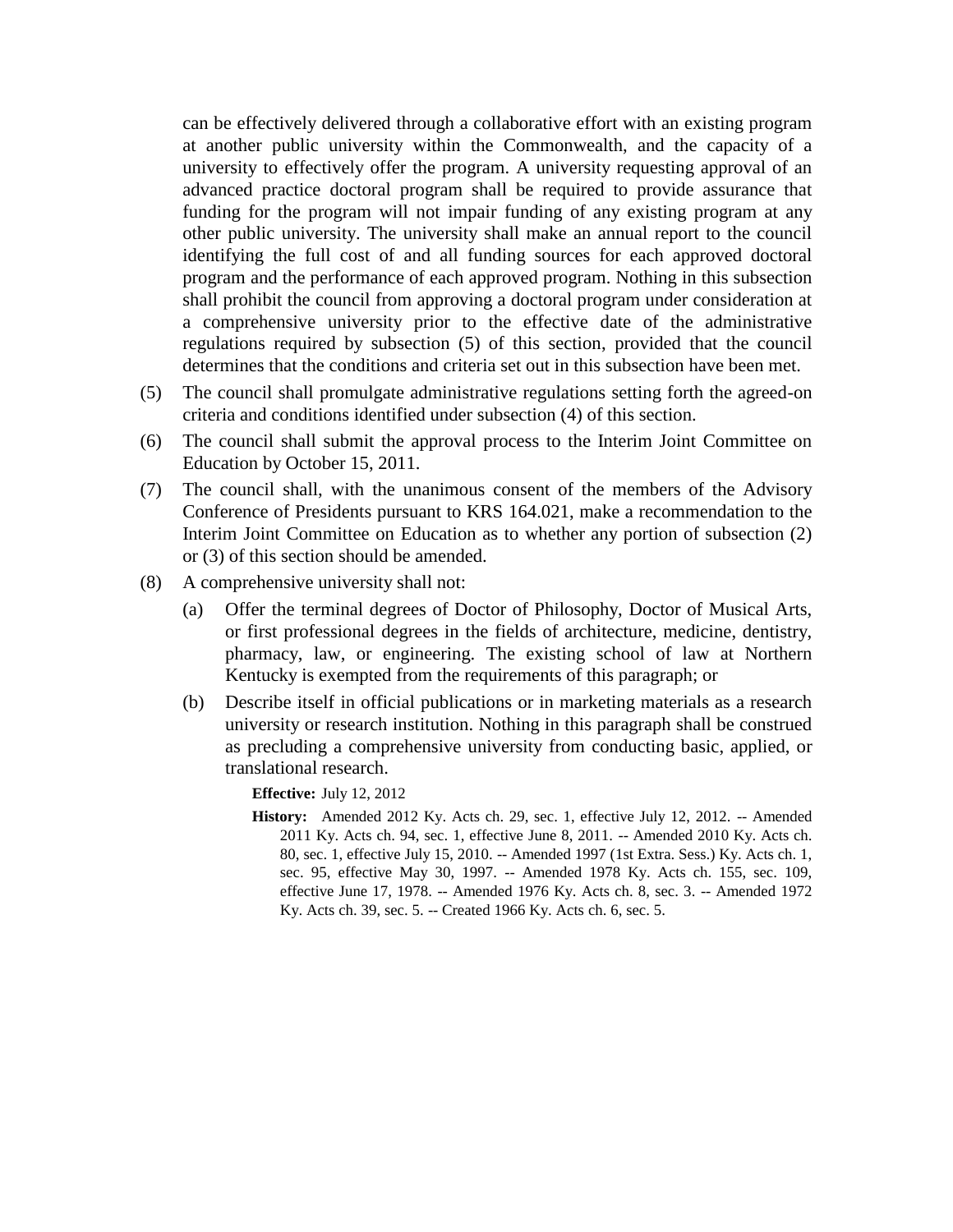can be effectively delivered through a collaborative effort with an existing program at another public university within the Commonwealth, and the capacity of a university to effectively offer the program. A university requesting approval of an advanced practice doctoral program shall be required to provide assurance that funding for the program will not impair funding of any existing program at any other public university. The university shall make an annual report to the council identifying the full cost of and all funding sources for each approved doctoral program and the performance of each approved program. Nothing in this subsection shall prohibit the council from approving a doctoral program under consideration at a comprehensive university prior to the effective date of the administrative regulations required by subsection (5) of this section, provided that the council determines that the conditions and criteria set out in this subsection have been met.

(5) The council shall promulgate administrative regulations setting forth the agreed-on criteria and conditions identified under subsection (4) of this section.

(6) The council shall submit the approval process to the Interim Joint Committee on Education by October 15, 2011.

(7) The council shall, with the unanimous consent of the members of the Advisory Conference of Presidents pursuant to KRS 164.021, make a recommendation to the Interim Joint Committee on Education as to whether any portion of subsection (2) or (3) of this section should be amended.

(8) A comprehensive university shall not:

  (a) Offer the terminal degrees of Doctor of Philosophy, Doctor of Musical Arts, or first professional degrees in the fields of architecture, medicine, dentistry, pharmacy, law, or engineering. The existing school of law at Northern Kentucky is exempted from the requirements of this paragraph; or

  (b) Describe itself in official publications or in marketing materials as a research university or research institution. Nothing in this paragraph shall be construed as precluding a comprehensive university from conducting basic, applied, or translational research.

**Effective:** July 12, 2012

**History:** Amended 2012 Ky. Acts ch. 29, sec. 1, effective July 12, 2012. -- Amended 2011 Ky. Acts ch. 94, sec. 1, effective June 8, 2011. -- Amended 2010 Ky. Acts ch. 80, sec. 1, effective July 15, 2010. -- Amended 1997 (1st Extra. Sess.) Ky. Acts ch. 1, sec. 95, effective May 30, 1997. -- Amended 1978 Ky. Acts ch. 155, sec. 109, effective June 17, 1978. -- Amended 1976 Ky. Acts ch. 8, sec. 3. -- Amended 1972 Ky. Acts ch. 39, sec. 5. -- Created 1966 Ky. Acts ch. 6, sec. 5.